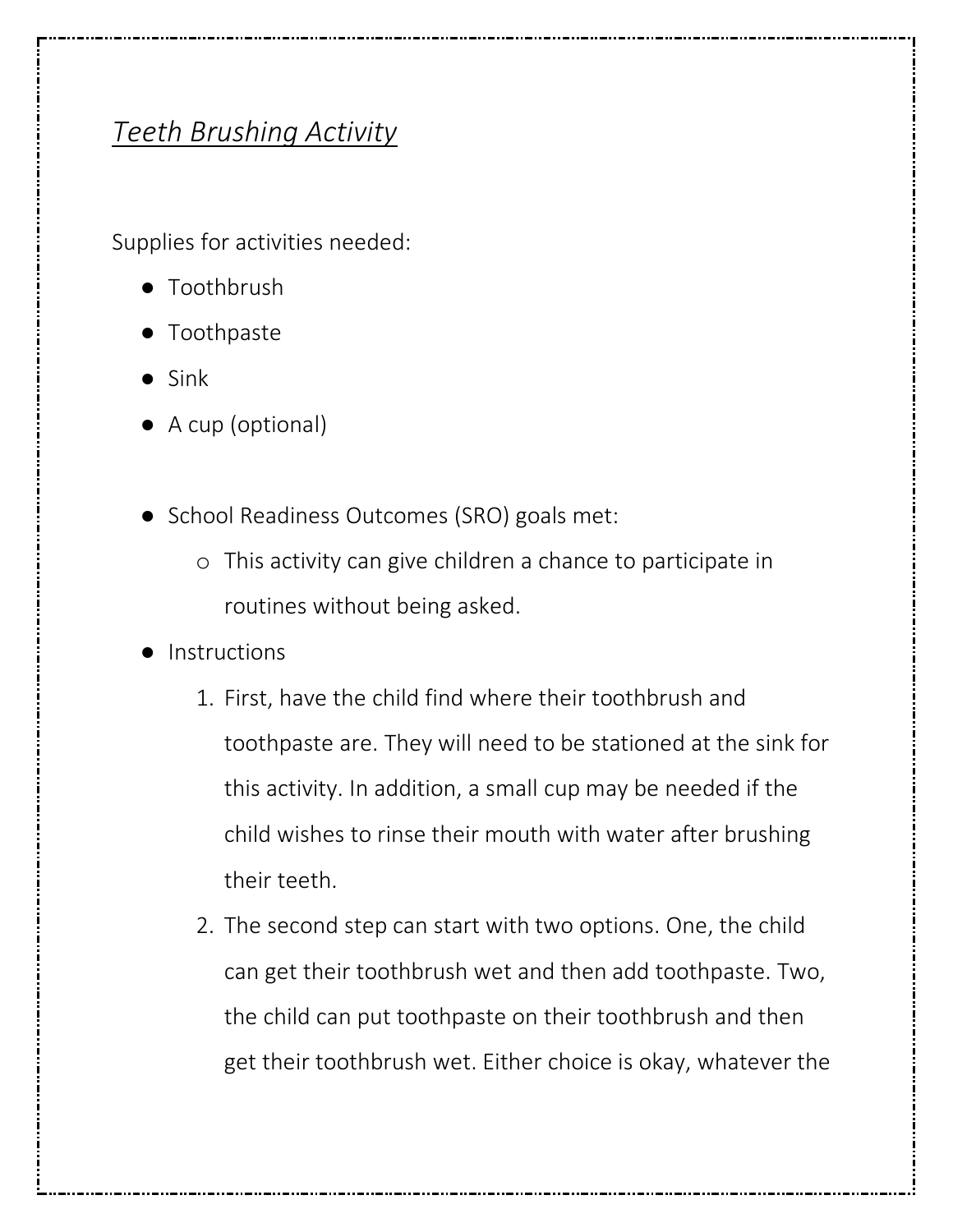# *Teeth Brushing Activity*

Supplies for activities needed:

- Toothbrush
- Toothpaste
- Sink
- A cup (optional)

- School Readiness Outcomes (SRO) goals met:
  - This activity can give children a chance to participate in routines without being asked.
- Instructions
  1. First, have the child find where their toothbrush and toothpaste are. They will need to be stationed at the sink for this activity. In addition, a small cup may be needed if the child wishes to rinse their mouth with water after brushing their teeth.
  2. The second step can start with two options. One, the child can get their toothbrush wet and then add toothpaste. Two, the child can put toothpaste on their toothbrush and then get their toothbrush wet. Either choice is okay, whatever the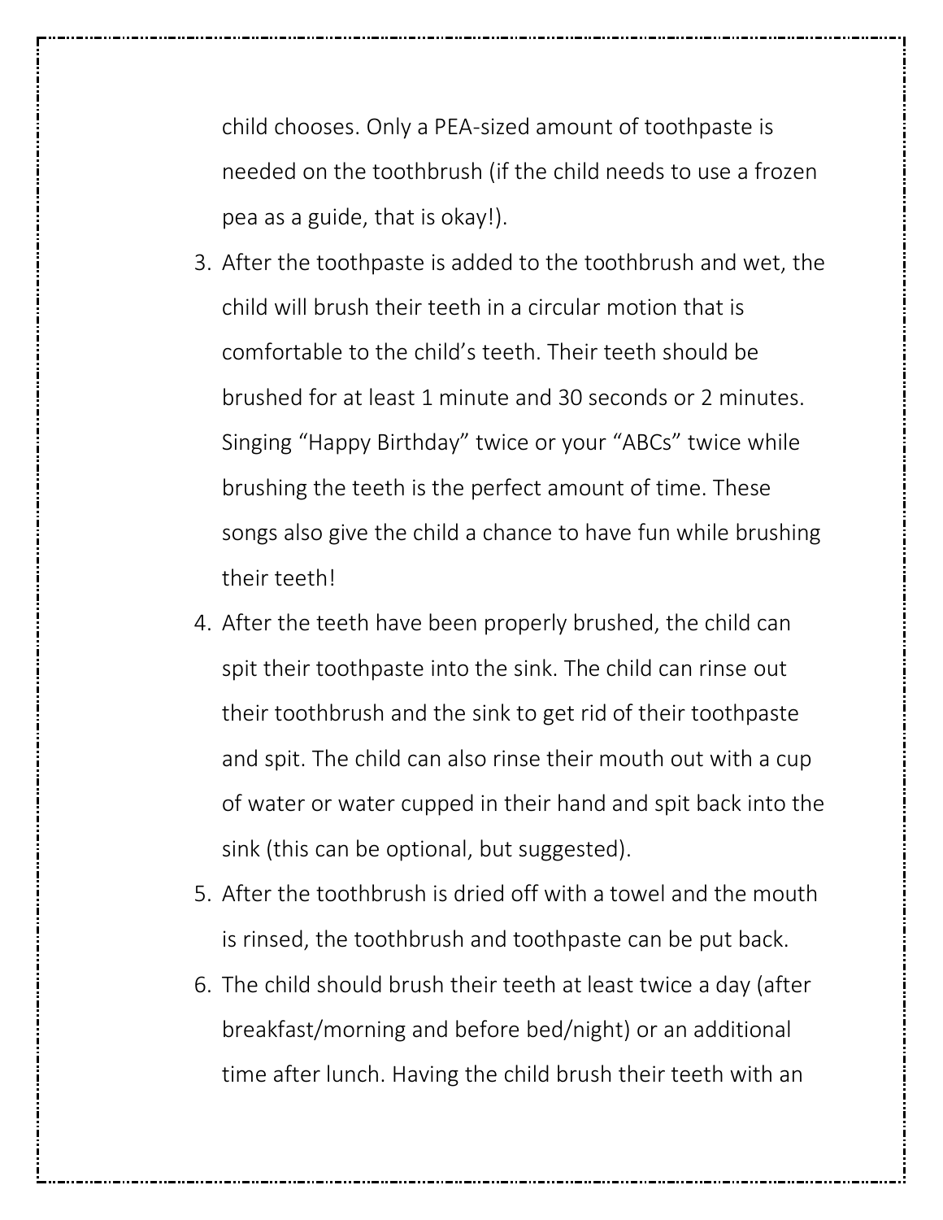child chooses. Only a PEA-sized amount of toothpaste is needed on the toothbrush (if the child needs to use a frozen pea as a guide, that is okay!).

3. After the toothpaste is added to the toothbrush and wet, the child will brush their teeth in a circular motion that is comfortable to the child's teeth. Their teeth should be brushed for at least 1 minute and 30 seconds or 2 minutes. Singing "Happy Birthday" twice or your "ABCs" twice while brushing the teeth is the perfect amount of time. These songs also give the child a chance to have fun while brushing their teeth!
4. After the teeth have been properly brushed, the child can spit their toothpaste into the sink. The child can rinse out their toothbrush and the sink to get rid of their toothpaste and spit. The child can also rinse their mouth out with a cup of water or water cupped in their hand and spit back into the sink (this can be optional, but suggested).
5. After the toothbrush is dried off with a towel and the mouth is rinsed, the toothbrush and toothpaste can be put back.
6. The child should brush their teeth at least twice a day (after breakfast/morning and before bed/night) or an additional time after lunch. Having the child brush their teeth with an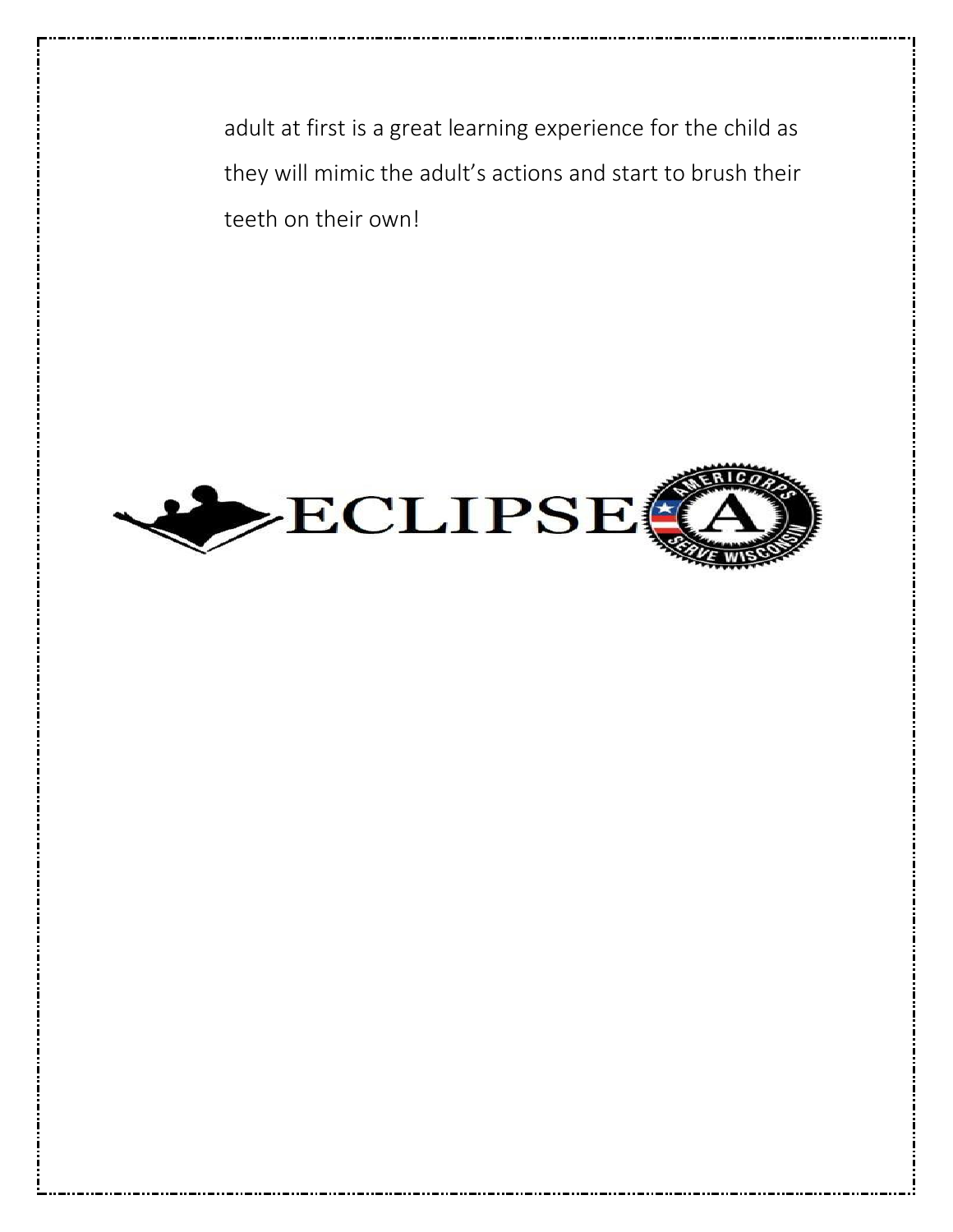adult at first is a great learning experience for the child as they will mimic the adult's actions and start to brush their teeth on their own!

ECLIPSE

AMERICORPS SERVE WISCONSIN